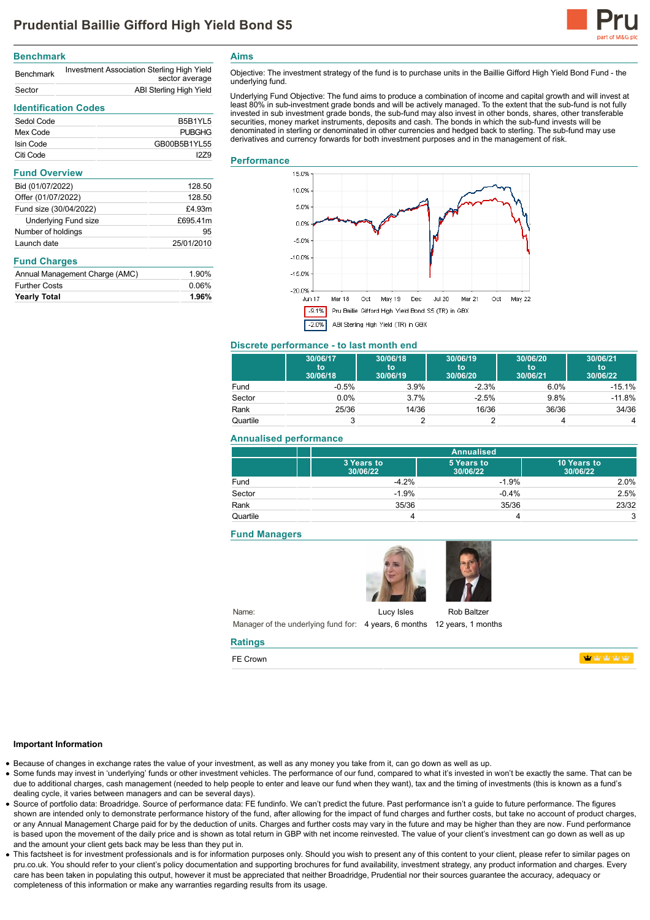# Prudential Baillie Gifford High Yield Bond S5

## Benchmark

| | |
|---|---|
| Benchmark | Investment Association Sterling High Yield sector average |
| Sector | ABI Sterling High Yield |

## Identification Codes

| | |
|---|---|
| Sedol Code | B5B1YL5 |
| Mex Code | PUBGHG |
| Isin Code | GB00B5B1YL55 |
| Citi Code | I2Z9 |

## Fund Overview

| | |
|---|---|
| Bid (01/07/2022) | 128.50 |
| Offer (01/07/2022) | 128.50 |
| Fund size (30/04/2022) | £4.93m |
| Underlying Fund size | £695.41m |
| Number of holdings | 95 |
| Launch date | 25/01/2010 |

## Fund Charges

| | |
|---|---|
| Annual Management Charge (AMC) | 1.90% |
| Further Costs | 0.06% |
| **Yearly Total** | **1.96%** |

## Aims

Objective: The investment strategy of the fund is to purchase units in the Baillie Gifford High Yield Bond Fund - the underlying fund.

Underlying Fund Objective: The fund aims to produce a combination of income and capital growth and will invest at least 80% in sub-investment grade bonds and will be actively managed. To the extent that the sub-fund is not fully invested in sub investment grade bonds, the sub-fund may also invest in other bonds, shares, other transferable securities, money market instruments, deposits and cash. The bonds in which the sub-fund invests will be denominated in sterling or denominated in other currencies and hedged back to sterling. The sub-fund may use derivatives and currency forwards for both investment purposes and in the management of risk.

## Performance

-9.1% Pru Baillie Gifford High Yield Bond S5 (TR) in GBX

-2.0% ABI Sterling High Yield (TR) in GBX

## Discrete performance - to last month end

| | 30/06/17 to 30/06/18 | 30/06/18 to 30/06/19 | 30/06/19 to 30/06/20 | 30/06/20 to 30/06/21 | 30/06/21 to 30/06/22 |
|---|---|---|---|---|---|
| Fund | -0.5% | 3.9% | -2.3% | 6.0% | -15.1% |
| Sector | 0.0% | 3.7% | -2.5% | 9.8% | -11.8% |
| Rank | 25/36 | 14/36 | 16/36 | 36/36 | 34/36 |
| Quartile | 3 | 2 | 2 | 4 | 4 |

## Annualised performance

| | Annualised | | |
|---|---|---|---|
| | 3 Years to 30/06/22 | 5 Years to 30/06/22 | 10 Years to 30/06/22 |
| Fund | -4.2% | -1.9% | 2.0% |
| Sector | -1.9% | -0.4% | 2.5% |
| Rank | 35/36 | 35/36 | 23/32 |
| Quartile | 4 | 4 | 3 |

## Fund Managers

| | | |
|---|---|---|
| Name: | Lucy Isles | Rob Baltzer |
| Manager of the underlying fund for: | 4 years, 6 months | 12 years, 1 months |

## Ratings

FE Crown

### Important Information

- Because of changes in exchange rates the value of your investment, as well as any money you take from it, can go down as well as up.
- Some funds may invest in 'underlying' funds or other investment vehicles. The performance of our fund, compared to what it's invested in won't be exactly the same. That can be due to additional charges, cash management (needed to help people to enter and leave our fund when they want), tax and the timing of investments (this is known as a fund's dealing cycle, it varies between managers and can be several days).
- Source of portfolio data: Broadridge. Source of performance data: FE fundinfo. We can't predict the future. Past performance isn't a guide to future performance. The figures shown are intended only to demonstrate performance history of the fund, after allowing for the impact of fund charges and further costs, but take no account of product charges, or any Annual Management Charge paid for by the deduction of units. Charges and further costs may vary in the future and may be higher than they are now. Fund performance is based upon the movement of the daily price and is shown as total return in GBP with net income reinvested. The value of your client's investment can go down as well as up and the amount your client gets back may be less than they put in.
- This factsheet is for investment professionals and is for information purposes only. Should you wish to present any of this content to your client, please refer to similar pages on pru.co.uk. You should refer to your client's policy documentation and supporting brochures for fund availability, investment strategy, any product information and charges. Every care has been taken in populating this output, however it must be appreciated that neither Broadridge, Prudential nor their sources guarantee the accuracy, adequacy or completeness of this information or make any warranties regarding results from its usage.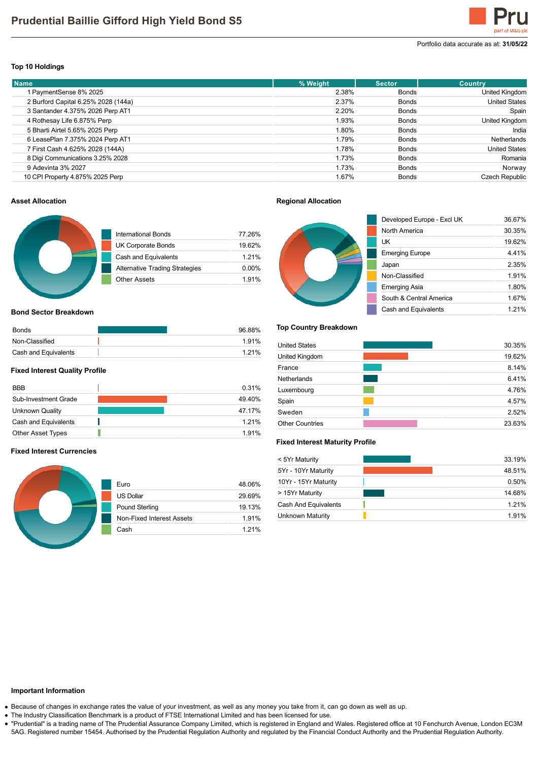# Prudential Baillie Gifford High Yield Bond S5

Portfolio data accurate as at: **31/05/22**

### Top 10 Holdings

| Name | % Weight | Sector | Country |
|---|---|---|---|
| 1 PaymentSense 8% 2025 | 2.38% | Bonds | United Kingdom |
| 2 Burford Capital 6.25% 2028 (144a) | 2.37% | Bonds | United States |
| 3 Santander 4.375% 2026 Perp AT1 | 2.20% | Bonds | Spain |
| 4 Rothesay Life 6.875% Perp | 1.93% | Bonds | United Kingdom |
| 5 Bharti Airtel 5.65% 2025 Perp | 1.80% | Bonds | India |
| 6 LeasePlan 7.375% 2024 Perp AT1 | 1.79% | Bonds | Netherlands |
| 7 First Cash 4.625% 2028 (144A) | 1.78% | Bonds | United States |
| 8 Digi Communications 3.25% 2028 | 1.73% | Bonds | Romania |
| 9 Adevinta 3% 2027 | 1.73% | Bonds | Norway |
| 10 CPI Property 4.875% 2025 Perp | 1.67% | Bonds | Czech Republic |

### Asset Allocation

International Bonds 77.26%
UK Corporate Bonds 19.62%
Cash and Equivalents 1.21%
Alternative Trading Strategies 0.00%
Other Assets 1.91%

### Bond Sector Breakdown

Bonds 96.88%
Non-Classified 1.91%
Cash and Equivalents 1.21%

### Fixed Interest Quality Profile

BBB 0.31%
Sub-Investment Grade 49.40%
Unknown Quality 47.17%
Cash and Equivalents 1.21%
Other Asset Types 1.91%

### Fixed Interest Currencies

Euro 48.06%
US Dollar 29.69%
Pound Sterling 19.13%
Non-Fixed Interest Assets 1.91%
Cash 1.21%

### Regional Allocation

Developed Europe - Excl UK 36.67%
North America 30.35%
UK 19.62%
Emerging Europe 4.41%
Japan 2.35%
Non-Classified 1.91%
Emerging Asia 1.80%
South & Central America 1.67%
Cash and Equivalents 1.21%

### Top Country Breakdown

United States 30.35%
United Kingdom 19.62%
France 8.14%
Netherlands 6.41%
Luxembourg 4.76%
Spain 4.57%
Sweden 2.52%
Other Countries 23.63%

### Fixed Interest Maturity Profile

< 5Yr Maturity 33.19%
5Yr - 10Yr Maturity 48.51%
10Yr - 15Yr Maturity 0.50%
> 15Yr Maturity 14.68%
Cash And Equivalents 1.21%
Unknown Maturity 1.91%

### Important Information

- Because of changes in exchange rates the value of your investment, as well as any money you take from it, can go down as well as up.
- The Industry Classification Benchmark is a product of FTSE International Limited and has been licensed for use.
- "Prudential" is a trading name of The Prudential Assurance Company Limited, which is registered in England and Wales. Registered office at 10 Fenchurch Avenue, London EC3M 5AG. Registered number 15454. Authorised by the Prudential Regulation Authority and regulated by the Financial Conduct Authority and the Prudential Regulation Authority.